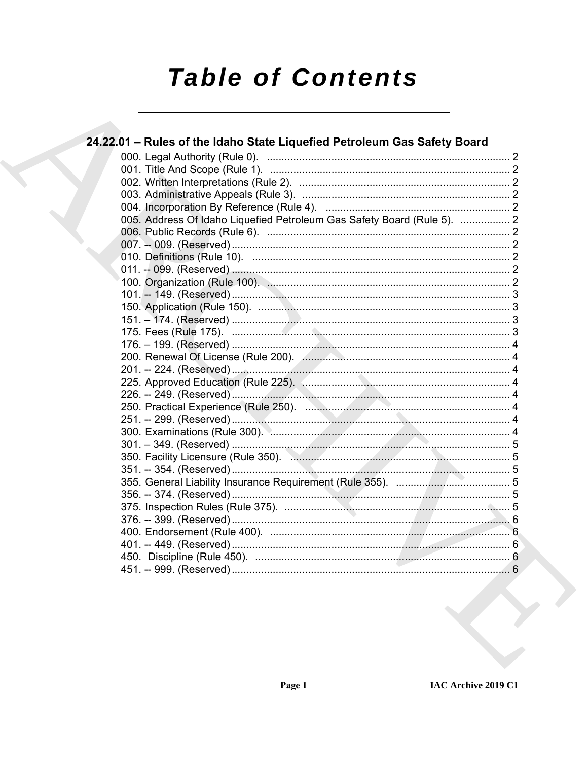# Table of Contents

## 24.22.01 – Rules of the Idaho State Liquefied Petroleum Gas Safety Board

000. Legal Authority (Rule 0). .................................................................................. 2
001. Title And Scope (Rule 1). .................................................................................. 2
002. Written Interpretations (Rule 2). ........................................................................ 2
003. Administrative Appeals (Rule 3). ....................................................................... 2
004. Incorporation By Reference (Rule 4). ............................................................... 2
005. Address Of Idaho Liquefied Petroleum Gas Safety Board (Rule 5). ................. 2
006. Public Records (Rule 6). ................................................................................... 2
007. -- 009. (Reserved) ............................................................................................... 2
010. Definitions (Rule 10). ........................................................................................ 2
011. -- 099. (Reserved) ............................................................................................... 2
100. Organization (Rule 100). ................................................................................... 2
101. -- 149. (Reserved) ............................................................................................... 3
150. Application (Rule 150). ...................................................................................... 3
151. – 174. (Reserved) ............................................................................................... 3
175. Fees (Rule 175). ............................................................................................... 3
176. – 199. (Reserved) ............................................................................................... 4
200. Renewal Of License (Rule 200). ....................................................................... 4
201. -- 224. (Reserved) ............................................................................................... 4
225. Approved Education (Rule 225). ....................................................................... 4
226. -- 249. (Reserved) ............................................................................................... 4
250. Practical Experience (Rule 250). ...................................................................... 4
251. -- 299. (Reserved) ............................................................................................... 4
300. Examinations (Rule 300). .................................................................................. 4
301. – 349. (Reserved) ............................................................................................... 5
350. Facility Licensure (Rule 350). ........................................................................... 5
351. -- 354. (Reserved) ............................................................................................... 5
355. General Liability Insurance Requirement (Rule 355). ....................................... 5
356. -- 374. (Reserved) ............................................................................................... 5
375. Inspection Rules (Rule 375). ............................................................................. 5
376. -- 399. (Reserved) ............................................................................................... 6
400. Endorsement (Rule 400). .................................................................................. 6
401. -- 449. (Reserved) ............................................................................................... 6
450. Discipline (Rule 450). ........................................................................................ 6
451. -- 999. (Reserved) ............................................................................................... 6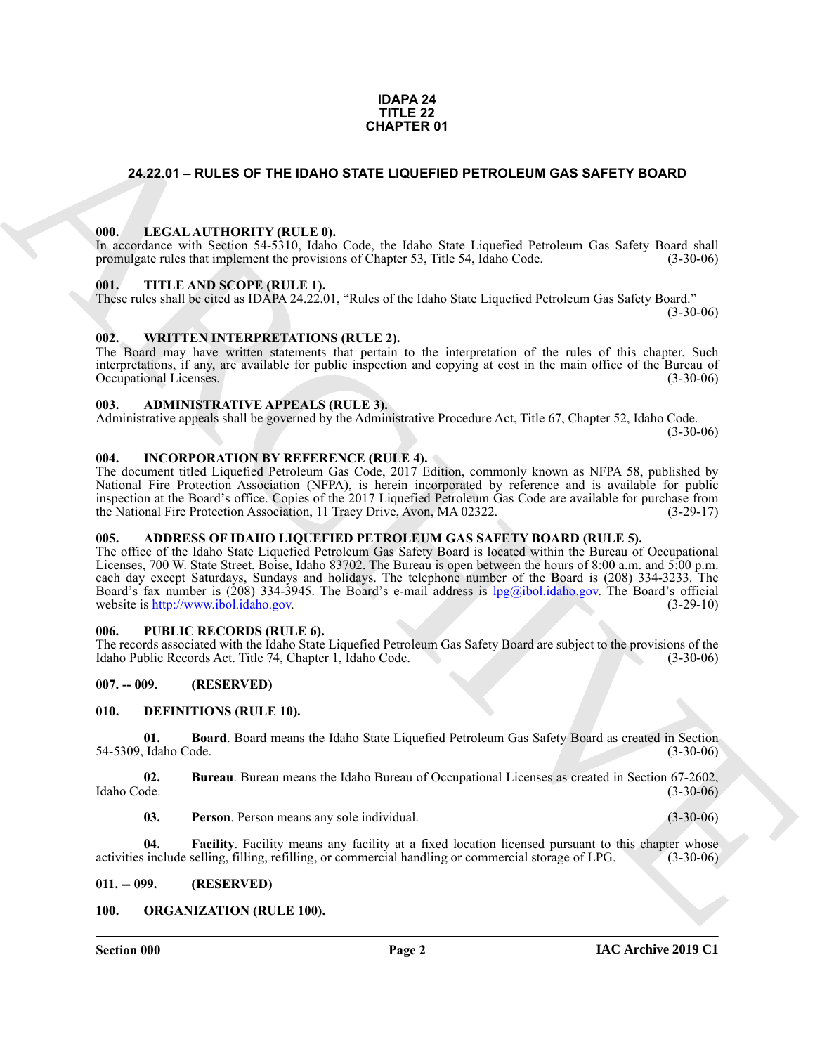**IDAPA 24**
**TITLE 22**
**CHAPTER 01**

# 24.22.01 – RULES OF THE IDAHO STATE LIQUEFIED PETROLEUM GAS SAFETY BOARD

### 000. LEGAL AUTHORITY (RULE 0).

In accordance with Section 54-5310, Idaho Code, the Idaho State Liquefied Petroleum Gas Safety Board shall promulgate rules that implement the provisions of Chapter 53, Title 54, Idaho Code. (3-30-06)

### 001. TITLE AND SCOPE (RULE 1).

These rules shall be cited as IDAPA 24.22.01, "Rules of the Idaho State Liquefied Petroleum Gas Safety Board." (3-30-06)

### 002. WRITTEN INTERPRETATIONS (RULE 2).

The Board may have written statements that pertain to the interpretation of the rules of this chapter. Such interpretations, if any, are available for public inspection and copying at cost in the main office of the Bureau of Occupational Licenses. (3-30-06)

### 003. ADMINISTRATIVE APPEALS (RULE 3).

Administrative appeals shall be governed by the Administrative Procedure Act, Title 67, Chapter 52, Idaho Code. (3-30-06)

### 004. INCORPORATION BY REFERENCE (RULE 4).

The document titled Liquefied Petroleum Gas Code, 2017 Edition, commonly known as NFPA 58, published by National Fire Protection Association (NFPA), is herein incorporated by reference and is available for public inspection at the Board's office. Copies of the 2017 Liquefied Petroleum Gas Code are available for purchase from the National Fire Protection Association, 11 Tracy Drive, Avon, MA 02322. (3-29-17)

### 005. ADDRESS OF IDAHO LIQUEFIED PETROLEUM GAS SAFETY BOARD (RULE 5).

The office of the Idaho State Liquefied Petroleum Gas Safety Board is located within the Bureau of Occupational Licenses, 700 W. State Street, Boise, Idaho 83702. The Bureau is open between the hours of 8:00 a.m. and 5:00 p.m. each day except Saturdays, Sundays and holidays. The telephone number of the Board is (208) 334-3233. The Board's fax number is (208) 334-3945. The Board's e-mail address is lpg@ibol.idaho.gov. The Board's official website is http://www.ibol.idaho.gov. (3-29-10)

### 006. PUBLIC RECORDS (RULE 6).

The records associated with the Idaho State Liquefied Petroleum Gas Safety Board are subject to the provisions of the Idaho Public Records Act. Title 74, Chapter 1, Idaho Code. (3-30-06)

### 007. -- 009. (RESERVED)

### 010. DEFINITIONS (RULE 10).

**01. Board**. Board means the Idaho State Liquefied Petroleum Gas Safety Board as created in Section 54-5309, Idaho Code. (3-30-06)

**02. Bureau**. Bureau means the Idaho Bureau of Occupational Licenses as created in Section 67-2602, Idaho Code. (3-30-06)

**03. Person**. Person means any sole individual. (3-30-06)

**04. Facility**. Facility means any facility at a fixed location licensed pursuant to this chapter whose activities include selling, filling, refilling, or commercial handling or commercial storage of LPG. (3-30-06)

### 011. -- 099. (RESERVED)

### 100. ORGANIZATION (RULE 100).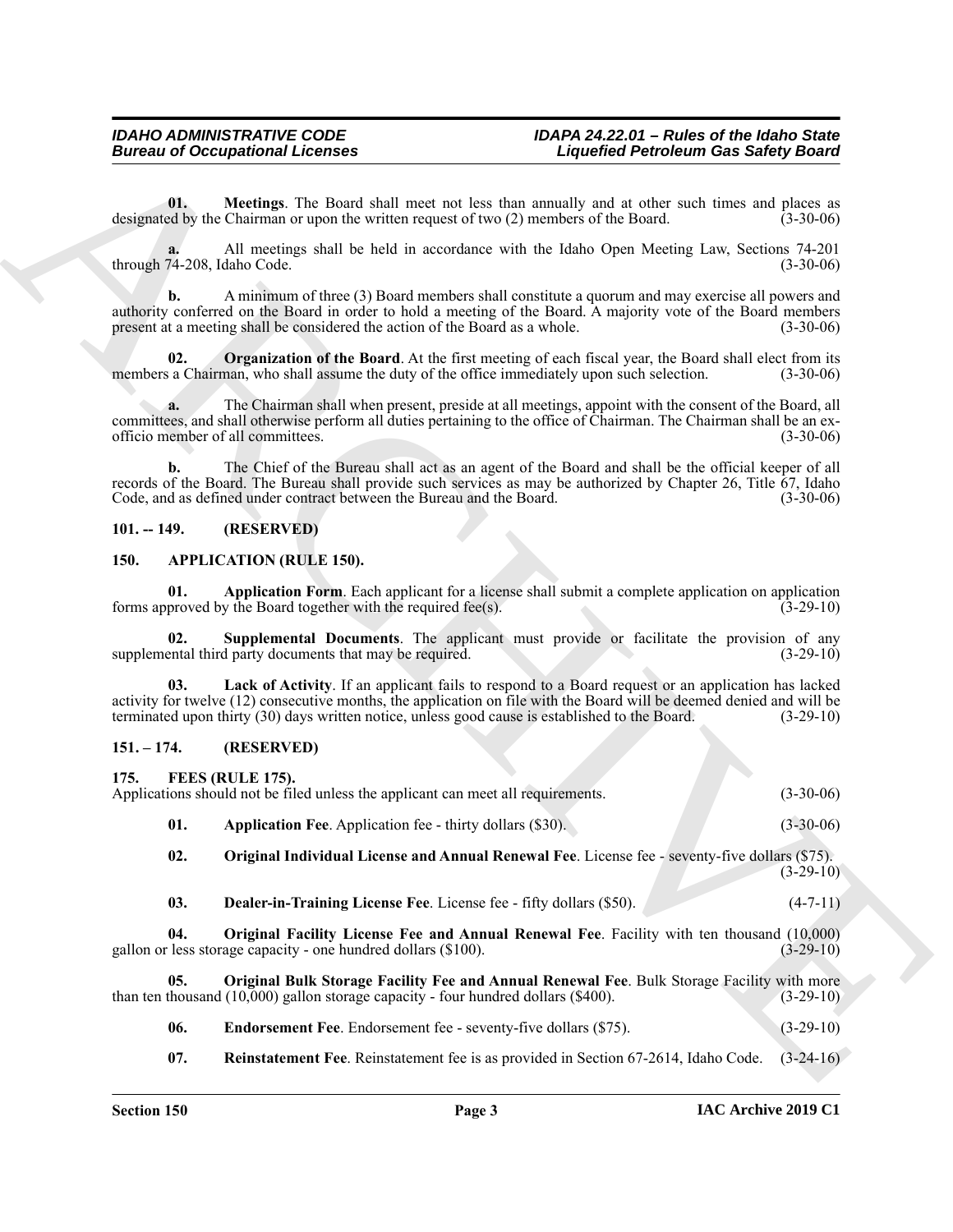**01. Meetings**. The Board shall meet not less than annually and at other such times and places as designated by the Chairman or upon the written request of two (2) members of the Board. (3-30-06)

**a.** All meetings shall be held in accordance with the Idaho Open Meeting Law, Sections 74-201 through 74-208, Idaho Code. (3-30-06)

**b.** A minimum of three (3) Board members shall constitute a quorum and may exercise all powers and authority conferred on the Board in order to hold a meeting of the Board. A majority vote of the Board members present at a meeting shall be considered the action of the Board as a whole. (3-30-06)

**02. Organization of the Board**. At the first meeting of each fiscal year, the Board shall elect from its members a Chairman, who shall assume the duty of the office immediately upon such selection. (3-30-06)

**a.** The Chairman shall when present, preside at all meetings, appoint with the consent of the Board, all committees, and shall otherwise perform all duties pertaining to the office of Chairman. The Chairman shall be an ex-officio member of all committees. (3-30-06)

**b.** The Chief of the Bureau shall act as an agent of the Board and shall be the official keeper of all records of the Board. The Bureau shall provide such services as may be authorized by Chapter 26, Title 67, Idaho Code, and as defined under contract between the Bureau and the Board. (3-30-06)

## 101. -- 149. (RESERVED)

## 150. APPLICATION (RULE 150).

**01. Application Form**. Each applicant for a license shall submit a complete application on application forms approved by the Board together with the required fee(s). (3-29-10)

**02. Supplemental Documents**. The applicant must provide or facilitate the provision of any supplemental third party documents that may be required. (3-29-10)

**03. Lack of Activity**. If an applicant fails to respond to a Board request or an application has lacked activity for twelve (12) consecutive months, the application on file with the Board will be deemed denied and will be terminated upon thirty (30) days written notice, unless good cause is established to the Board. (3-29-10)

## 151. – 174. (RESERVED)

## 175. FEES (RULE 175).

Applications should not be filed unless the applicant can meet all requirements. (3-30-06)

**01. Application Fee**. Application fee - thirty dollars ($30). (3-30-06)

**02. Original Individual License and Annual Renewal Fee**. License fee - seventy-five dollars ($75). (3-29-10)

**03. Dealer-in-Training License Fee**. License fee - fifty dollars ($50). (4-7-11)

**04. Original Facility License Fee and Annual Renewal Fee**. Facility with ten thousand (10,000) gallon or less storage capacity - one hundred dollars ($100). (3-29-10)

**05. Original Bulk Storage Facility Fee and Annual Renewal Fee**. Bulk Storage Facility with more than ten thousand (10,000) gallon storage capacity - four hundred dollars ($400). (3-29-10)

**06. Endorsement Fee**. Endorsement fee - seventy-five dollars ($75). (3-29-10)

**07. Reinstatement Fee**. Reinstatement fee is as provided in Section 67-2614, Idaho Code. (3-24-16)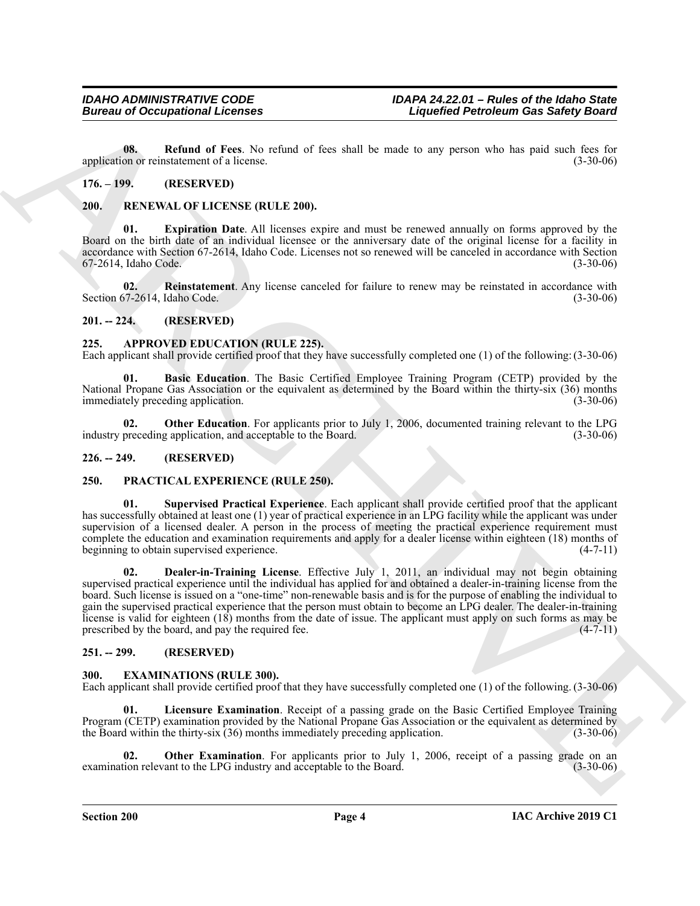**08. Refund of Fees**. No refund of fees shall be made to any person who has paid such fees for application or reinstatement of a license. (3-30-06)

## 176. – 199. (RESERVED)

## 200. RENEWAL OF LICENSE (RULE 200).

**01. Expiration Date**. All licenses expire and must be renewed annually on forms approved by the Board on the birth date of an individual licensee or the anniversary date of the original license for a facility in accordance with Section 67-2614, Idaho Code. Licenses not so renewed will be canceled in accordance with Section 67-2614, Idaho Code. (3-30-06)

**02. Reinstatement**. Any license canceled for failure to renew may be reinstated in accordance with Section 67-2614, Idaho Code. (3-30-06)

## 201. -- 224. (RESERVED)

## 225. APPROVED EDUCATION (RULE 225).

Each applicant shall provide certified proof that they have successfully completed one (1) of the following: (3-30-06)

**01. Basic Education**. The Basic Certified Employee Training Program (CETP) provided by the National Propane Gas Association or the equivalent as determined by the Board within the thirty-six (36) months immediately preceding application. (3-30-06)

**02. Other Education**. For applicants prior to July 1, 2006, documented training relevant to the LPG industry preceding application, and acceptable to the Board. (3-30-06)

## 226. -- 249. (RESERVED)

## 250. PRACTICAL EXPERIENCE (RULE 250).

**01. Supervised Practical Experience**. Each applicant shall provide certified proof that the applicant has successfully obtained at least one (1) year of practical experience in an LPG facility while the applicant was under supervision of a licensed dealer. A person in the process of meeting the practical experience requirement must complete the education and examination requirements and apply for a dealer license within eighteen (18) months of beginning to obtain supervised experience. (4-7-11)

**02. Dealer-in-Training License**. Effective July 1, 2011, an individual may not begin obtaining supervised practical experience until the individual has applied for and obtained a dealer-in-training license from the board. Such license is issued on a "one-time" non-renewable basis and is for the purpose of enabling the individual to gain the supervised practical experience that the person must obtain to become an LPG dealer. The dealer-in-training license is valid for eighteen (18) months from the date of issue. The applicant must apply on such forms as may be prescribed by the board, and pay the required fee. (4-7-11)

## 251. -- 299. (RESERVED)

## 300. EXAMINATIONS (RULE 300).

Each applicant shall provide certified proof that they have successfully completed one (1) of the following. (3-30-06)

**01. Licensure Examination**. Receipt of a passing grade on the Basic Certified Employee Training Program (CETP) examination provided by the National Propane Gas Association or the equivalent as determined by the Board within the thirty-six (36) months immediately preceding application. (3-30-06)

**02. Other Examination**. For applicants prior to July 1, 2006, receipt of a passing grade on an examination relevant to the LPG industry and acceptable to the Board. (3-30-06)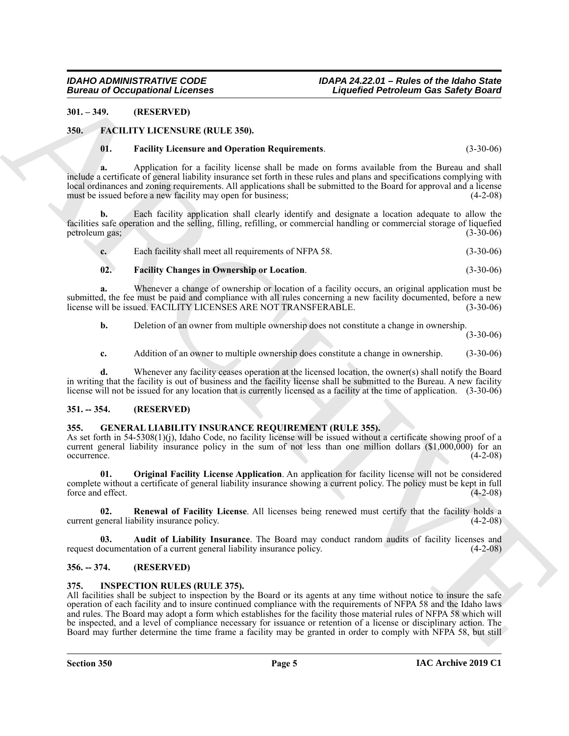## 301. – 349. (RESERVED)

## 350. FACILITY LICENSURE (RULE 350).

**01. Facility Licensure and Operation Requirements**. (3-30-06)

**a.** Application for a facility license shall be made on forms available from the Bureau and shall include a certificate of general liability insurance set forth in these rules and plans and specifications complying with local ordinances and zoning requirements. All applications shall be submitted to the Board for approval and a license must be issued before a new facility may open for business; (4-2-08)

**b.** Each facility application shall clearly identify and designate a location adequate to allow the facilities safe operation and the selling, filling, refilling, or commercial handling or commercial storage of liquefied petroleum gas; (3-30-06)

**c.** Each facility shall meet all requirements of NFPA 58. (3-30-06)

**02. Facility Changes in Ownership or Location**. (3-30-06)

**a.** Whenever a change of ownership or location of a facility occurs, an original application must be submitted, the fee must be paid and compliance with all rules concerning a new facility documented, before a new license will be issued. FACILITY LICENSES ARE NOT TRANSFERABLE. (3-30-06)

**b.** Deletion of an owner from multiple ownership does not constitute a change in ownership. (3-30-06)

**c.** Addition of an owner to multiple ownership does constitute a change in ownership. (3-30-06)

**d.** Whenever any facility ceases operation at the licensed location, the owner(s) shall notify the Board in writing that the facility is out of business and the facility license shall be submitted to the Bureau. A new facility license will not be issued for any location that is currently licensed as a facility at the time of application. (3-30-06)

## 351. -- 354. (RESERVED)

## 355. GENERAL LIABILITY INSURANCE REQUIREMENT (RULE 355).

As set forth in 54-5308(1)(j), Idaho Code, no facility license will be issued without a certificate showing proof of a current general liability insurance policy in the sum of not less than one million dollars ($1,000,000) for an occurrence. (4-2-08)

**01. Original Facility License Application**. An application for facility license will not be considered complete without a certificate of general liability insurance showing a current policy. The policy must be kept in full force and effect. (4-2-08)

**02. Renewal of Facility License**. All licenses being renewed must certify that the facility holds a current general liability insurance policy. (4-2-08)

**03. Audit of Liability Insurance**. The Board may conduct random audits of facility licenses and request documentation of a current general liability insurance policy. (4-2-08)

## 356. -- 374. (RESERVED)

## 375. INSPECTION RULES (RULE 375).

All facilities shall be subject to inspection by the Board or its agents at any time without notice to insure the safe operation of each facility and to insure continued compliance with the requirements of NFPA 58 and the Idaho laws and rules. The Board may adopt a form which establishes for the facility those material rules of NFPA 58 which will be inspected, and a level of compliance necessary for issuance or retention of a license or disciplinary action. The Board may further determine the time frame a facility may be granted in order to comply with NFPA 58, but still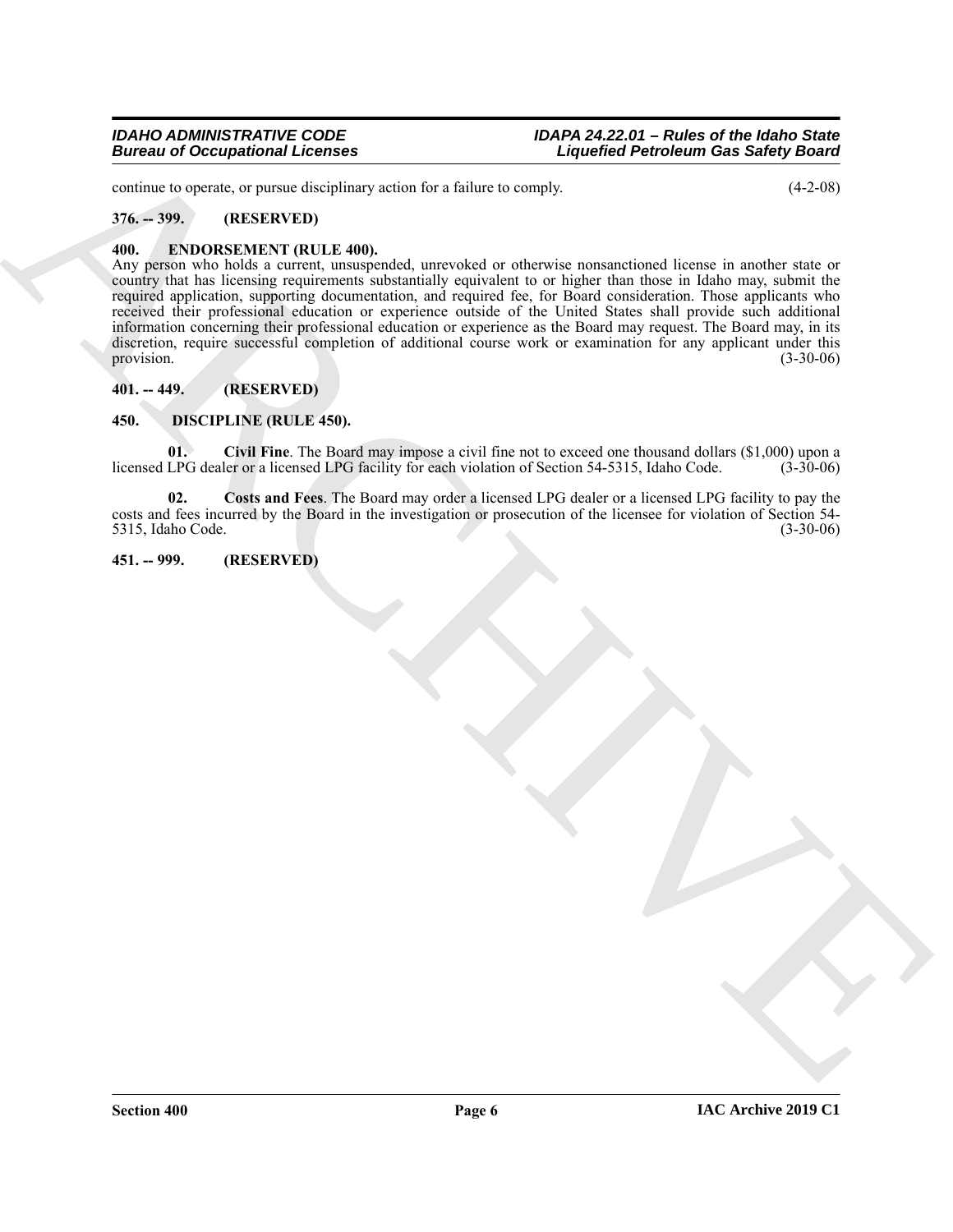continue to operate, or pursue disciplinary action for a failure to comply. (4-2-08)

**376. -- 399. (RESERVED)**

**400. ENDORSEMENT (RULE 400).**

Any person who holds a current, unsuspended, unrevoked or otherwise nonsanctioned license in another state or country that has licensing requirements substantially equivalent to or higher than those in Idaho may, submit the required application, supporting documentation, and required fee, for Board consideration. Those applicants who received their professional education or experience outside of the United States shall provide such additional information concerning their professional education or experience as the Board may request. The Board may, in its discretion, require successful completion of additional course work or examination for any applicant under this provision. (3-30-06)

**401. -- 449. (RESERVED)**

**450. DISCIPLINE (RULE 450).**

**01. Civil Fine**. The Board may impose a civil fine not to exceed one thousand dollars ($1,000) upon a licensed LPG dealer or a licensed LPG facility for each violation of Section 54-5315, Idaho Code. (3-30-06)

**02. Costs and Fees**. The Board may order a licensed LPG dealer or a licensed LPG facility to pay the costs and fees incurred by the Board in the investigation or prosecution of the licensee for violation of Section 54-5315, Idaho Code. (3-30-06)

**451. -- 999. (RESERVED)**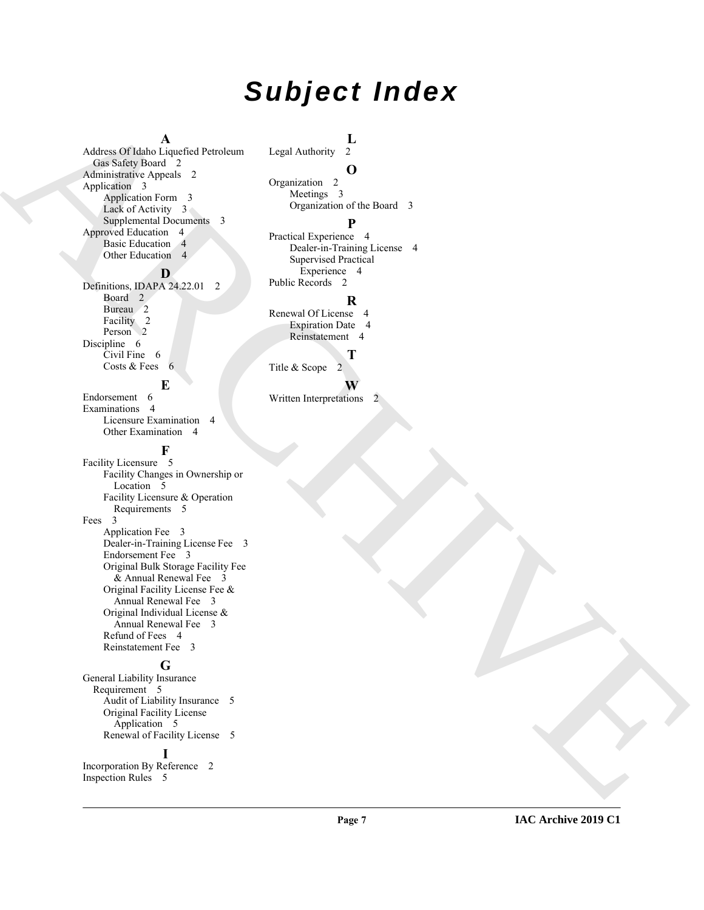# Subject Index

**A**

Address Of Idaho Liquefied Petroleum Gas Safety Board 2
Administrative Appeals 2
Application 3
- Application Form 3
- Lack of Activity 3
- Supplemental Documents 3

Approved Education 4
- Basic Education 4
- Other Education 4

**D**

Definitions, IDAPA 24.22.01 2
- Board 2
- Bureau 2
- Facility 2
- Person 2

Discipline 6
- Civil Fine 6
- Costs & Fees 6

**E**

Endorsement 6
Examinations 4
- Licensure Examination 4
- Other Examination 4

**F**

Facility Licensure 5
- Facility Changes in Ownership or Location 5
- Facility Licensure & Operation Requirements 5

Fees 3
- Application Fee 3
- Dealer-in-Training License Fee 3
- Endorsement Fee 3
- Original Bulk Storage Facility Fee & Annual Renewal Fee 3
- Original Facility License Fee & Annual Renewal Fee 3
- Original Individual License & Annual Renewal Fee 3
- Refund of Fees 4
- Reinstatement Fee 3

**G**

General Liability Insurance Requirement 5
- Audit of Liability Insurance 5
- Original Facility License Application 5
- Renewal of Facility License 5

**I**

Incorporation By Reference 2
Inspection Rules 5

**L**

Legal Authority 2

**O**

Organization 2
- Meetings 3
- Organization of the Board 3

**P**

Practical Experience 4
- Dealer-in-Training License 4
- Supervised Practical Experience 4

Public Records 2

**R**

Renewal Of License 4
- Expiration Date 4
- Reinstatement 4

**T**

Title & Scope 2

**W**

Written Interpretations 2